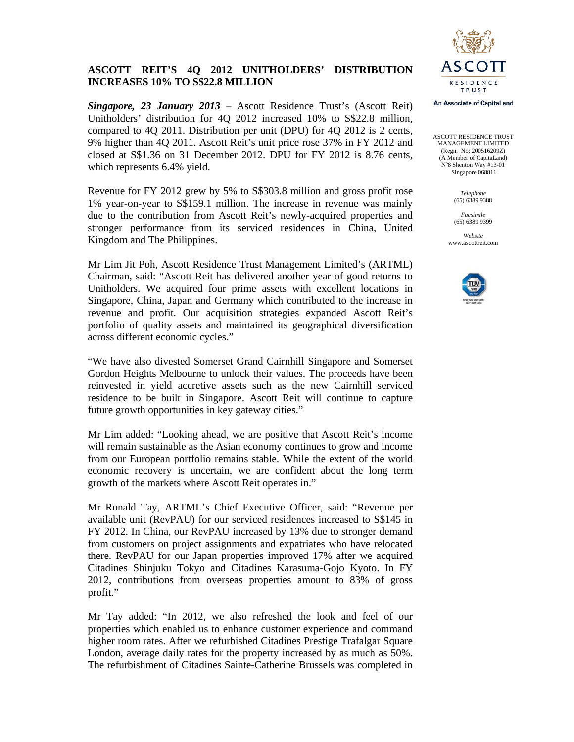# ASCOTT REIT'S 4Q 2012 UNITHOLDERS' DISTRIBUTION INCREASES 10% TO S$22.8 MILLION

ASCOTT RESIDENCE TRUST MANAGEMENT LIMITED
(Regn. No: 200516209Z)
(A Member of CapitaLand)
N°8 Shenton Way #13-01
Singapore 068811

*Telephone*
(65) 6389 9388

*Facsimile*
(65) 6389 9399

*Website*
www.ascottreit.com

***Singapore, 23 January 2013*** – Ascott Residence Trust's (Ascott Reit) Unitholders' distribution for 4Q 2012 increased 10% to S$22.8 million, compared to 4Q 2011. Distribution per unit (DPU) for 4Q 2012 is 2 cents, 9% higher than 4Q 2011. Ascott Reit's unit price rose 37% in FY 2012 and closed at S$1.36 on 31 December 2012. DPU for FY 2012 is 8.76 cents, which represents 6.4% yield.

Revenue for FY 2012 grew by 5% to S$303.8 million and gross profit rose 1% year-on-year to S$159.1 million. The increase in revenue was mainly due to the contribution from Ascott Reit's newly-acquired properties and stronger performance from its serviced residences in China, United Kingdom and The Philippines.

Mr Lim Jit Poh, Ascott Residence Trust Management Limited's (ARTML) Chairman, said: "Ascott Reit has delivered another year of good returns to Unitholders. We acquired four prime assets with excellent locations in Singapore, China, Japan and Germany which contributed to the increase in revenue and profit. Our acquisition strategies expanded Ascott Reit's portfolio of quality assets and maintained its geographical diversification across different economic cycles."

"We have also divested Somerset Grand Cairnhill Singapore and Somerset Gordon Heights Melbourne to unlock their values. The proceeds have been reinvested in yield accretive assets such as the new Cairnhill serviced residence to be built in Singapore. Ascott Reit will continue to capture future growth opportunities in key gateway cities."

Mr Lim added: "Looking ahead, we are positive that Ascott Reit's income will remain sustainable as the Asian economy continues to grow and income from our European portfolio remains stable. While the extent of the world economic recovery is uncertain, we are confident about the long term growth of the markets where Ascott Reit operates in."

Mr Ronald Tay, ARTML's Chief Executive Officer, said: "Revenue per available unit (RevPAU) for our serviced residences increased to S$145 in FY 2012. In China, our RevPAU increased by 13% due to stronger demand from customers on project assignments and expatriates who have relocated there. RevPAU for our Japan properties improved 17% after we acquired Citadines Shinjuku Tokyo and Citadines Karasuma-Gojo Kyoto. In FY 2012, contributions from overseas properties amount to 83% of gross profit."

Mr Tay added: "In 2012, we also refreshed the look and feel of our properties which enabled us to enhance customer experience and command higher room rates. After we refurbished Citadines Prestige Trafalgar Square London, average daily rates for the property increased by as much as 50%. The refurbishment of Citadines Sainte-Catherine Brussels was completed in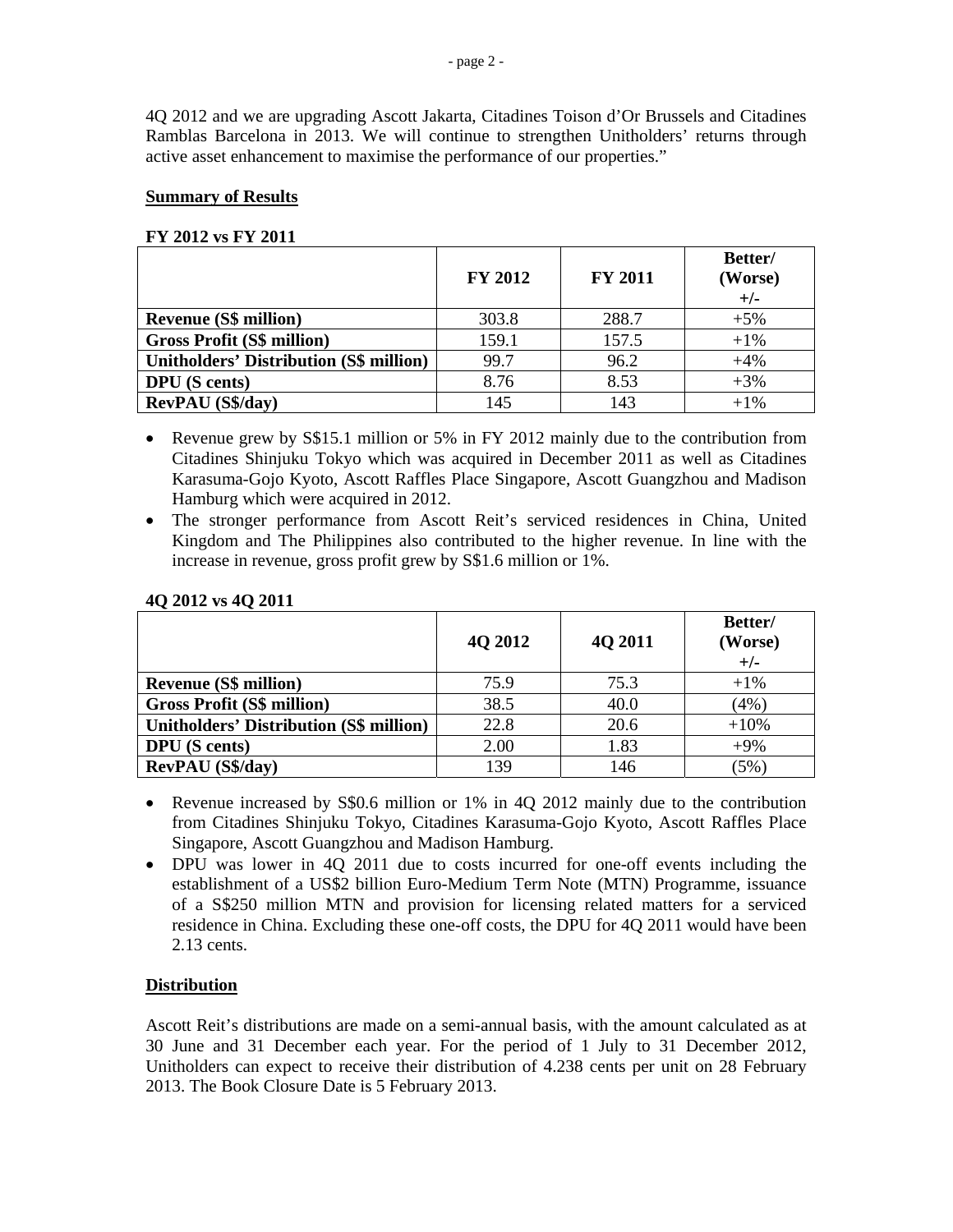4Q 2012 and we are upgrading Ascott Jakarta, Citadines Toison d'Or Brussels and Citadines Ramblas Barcelona in 2013. We will continue to strengthen Unitholders' returns through active asset enhancement to maximise the performance of our properties."

## Summary of Results

**FY 2012 vs FY 2011**

| | FY 2012 | FY 2011 | Better/ (Worse) +/- |
|---|---|---|---|
| **Revenue (S$ million)** | 303.8 | 288.7 | +5% |
| **Gross Profit (S$ million)** | 159.1 | 157.5 | +1% |
| **Unitholders' Distribution (S$ million)** | 99.7 | 96.2 | +4% |
| **DPU (S cents)** | 8.76 | 8.53 | +3% |
| **RevPAU (S$/day)** | 145 | 143 | +1% |

- Revenue grew by S$15.1 million or 5% in FY 2012 mainly due to the contribution from Citadines Shinjuku Tokyo which was acquired in December 2011 as well as Citadines Karasuma-Gojo Kyoto, Ascott Raffles Place Singapore, Ascott Guangzhou and Madison Hamburg which were acquired in 2012.
- The stronger performance from Ascott Reit's serviced residences in China, United Kingdom and The Philippines also contributed to the higher revenue. In line with the increase in revenue, gross profit grew by S$1.6 million or 1%.

**4Q 2012 vs 4Q 2011**

| | 4Q 2012 | 4Q 2011 | Better/ (Worse) +/- |
|---|---|---|---|
| **Revenue (S$ million)** | 75.9 | 75.3 | +1% |
| **Gross Profit (S$ million)** | 38.5 | 40.0 | (4%) |
| **Unitholders' Distribution (S$ million)** | 22.8 | 20.6 | +10% |
| **DPU (S cents)** | 2.00 | 1.83 | +9% |
| **RevPAU (S$/day)** | 139 | 146 | (5%) |

- Revenue increased by S$0.6 million or 1% in 4Q 2012 mainly due to the contribution from Citadines Shinjuku Tokyo, Citadines Karasuma-Gojo Kyoto, Ascott Raffles Place Singapore, Ascott Guangzhou and Madison Hamburg.
- DPU was lower in 4Q 2011 due to costs incurred for one-off events including the establishment of a US$2 billion Euro-Medium Term Note (MTN) Programme, issuance of a S$250 million MTN and provision for licensing related matters for a serviced residence in China. Excluding these one-off costs, the DPU for 4Q 2011 would have been 2.13 cents.

## Distribution

Ascott Reit's distributions are made on a semi-annual basis, with the amount calculated as at 30 June and 31 December each year. For the period of 1 July to 31 December 2012, Unitholders can expect to receive their distribution of 4.238 cents per unit on 28 February 2013. The Book Closure Date is 5 February 2013.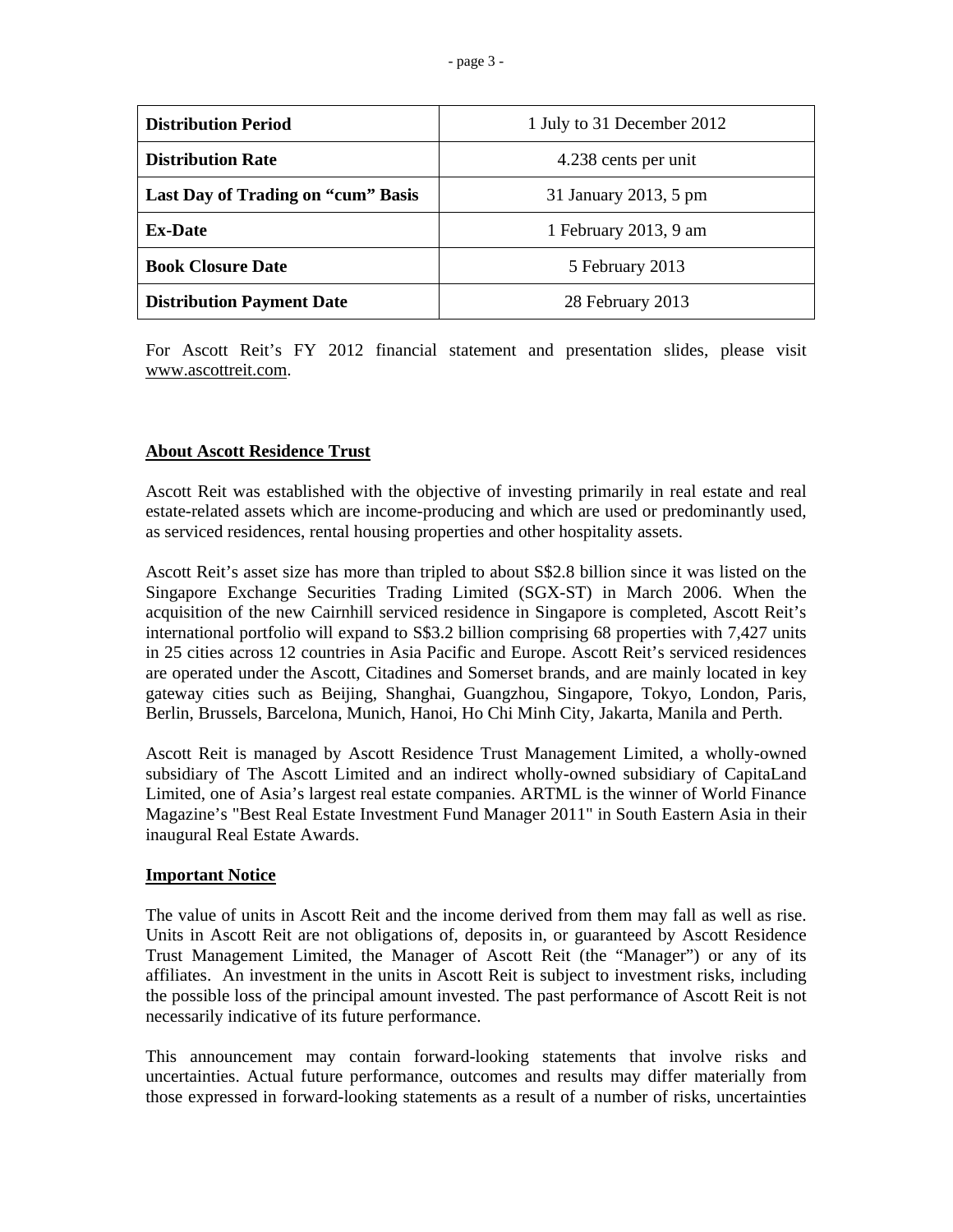| Distribution Period | 1 July to 31 December 2012 |
|---|---|
| **Distribution Rate** | 4.238 cents per unit |
| **Last Day of Trading on “cum” Basis** | 31 January 2013, 5 pm |
| **Ex-Date** | 1 February 2013, 9 am |
| **Book Closure Date** | 5 February 2013 |
| **Distribution Payment Date** | 28 February 2013 |

For Ascott Reit’s FY 2012 financial statement and presentation slides, please visit www.ascottreit.com.

## About Ascott Residence Trust

Ascott Reit was established with the objective of investing primarily in real estate and real estate-related assets which are income-producing and which are used or predominantly used, as serviced residences, rental housing properties and other hospitality assets.

Ascott Reit’s asset size has more than tripled to about S$2.8 billion since it was listed on the Singapore Exchange Securities Trading Limited (SGX-ST) in March 2006. When the acquisition of the new Cairnhill serviced residence in Singapore is completed, Ascott Reit’s international portfolio will expand to S$3.2 billion comprising 68 properties with 7,427 units in 25 cities across 12 countries in Asia Pacific and Europe. Ascott Reit’s serviced residences are operated under the Ascott, Citadines and Somerset brands, and are mainly located in key gateway cities such as Beijing, Shanghai, Guangzhou, Singapore, Tokyo, London, Paris, Berlin, Brussels, Barcelona, Munich, Hanoi, Ho Chi Minh City, Jakarta, Manila and Perth.

Ascott Reit is managed by Ascott Residence Trust Management Limited, a wholly-owned subsidiary of The Ascott Limited and an indirect wholly-owned subsidiary of CapitaLand Limited, one of Asia’s largest real estate companies. ARTML is the winner of World Finance Magazine’s "Best Real Estate Investment Fund Manager 2011" in South Eastern Asia in their inaugural Real Estate Awards.

## Important Notice

The value of units in Ascott Reit and the income derived from them may fall as well as rise. Units in Ascott Reit are not obligations of, deposits in, or guaranteed by Ascott Residence Trust Management Limited, the Manager of Ascott Reit (the “Manager”) or any of its affiliates. An investment in the units in Ascott Reit is subject to investment risks, including the possible loss of the principal amount invested. The past performance of Ascott Reit is not necessarily indicative of its future performance.

This announcement may contain forward-looking statements that involve risks and uncertainties. Actual future performance, outcomes and results may differ materially from those expressed in forward-looking statements as a result of a number of risks, uncertainties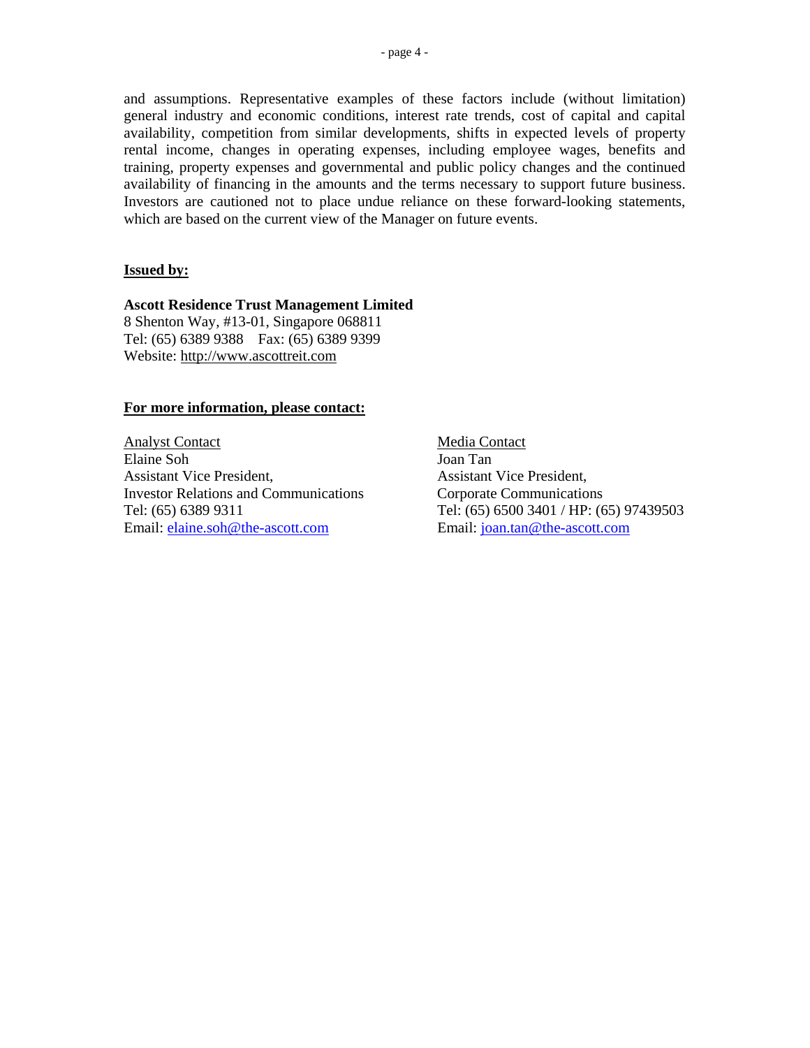and assumptions. Representative examples of these factors include (without limitation) general industry and economic conditions, interest rate trends, cost of capital and capital availability, competition from similar developments, shifts in expected levels of property rental income, changes in operating expenses, including employee wages, benefits and training, property expenses and governmental and public policy changes and the continued availability of financing in the amounts and the terms necessary to support future business. Investors are cautioned not to place undue reliance on these forward-looking statements, which are based on the current view of the Manager on future events.

**Issued by:**

**Ascott Residence Trust Management Limited**
8 Shenton Way, #13-01, Singapore 068811
Tel: (65) 6389 9388 Fax: (65) 6389 9399
Website: http://www.ascottreit.com

**For more information, please contact:**

Analyst Contact
Elaine Soh
Assistant Vice President,
Investor Relations and Communications
Tel: (65) 6389 9311
Email: elaine.soh@the-ascott.com

Media Contact
Joan Tan
Assistant Vice President,
Corporate Communications
Tel: (65) 6500 3401 / HP: (65) 97439503
Email: joan.tan@the-ascott.com